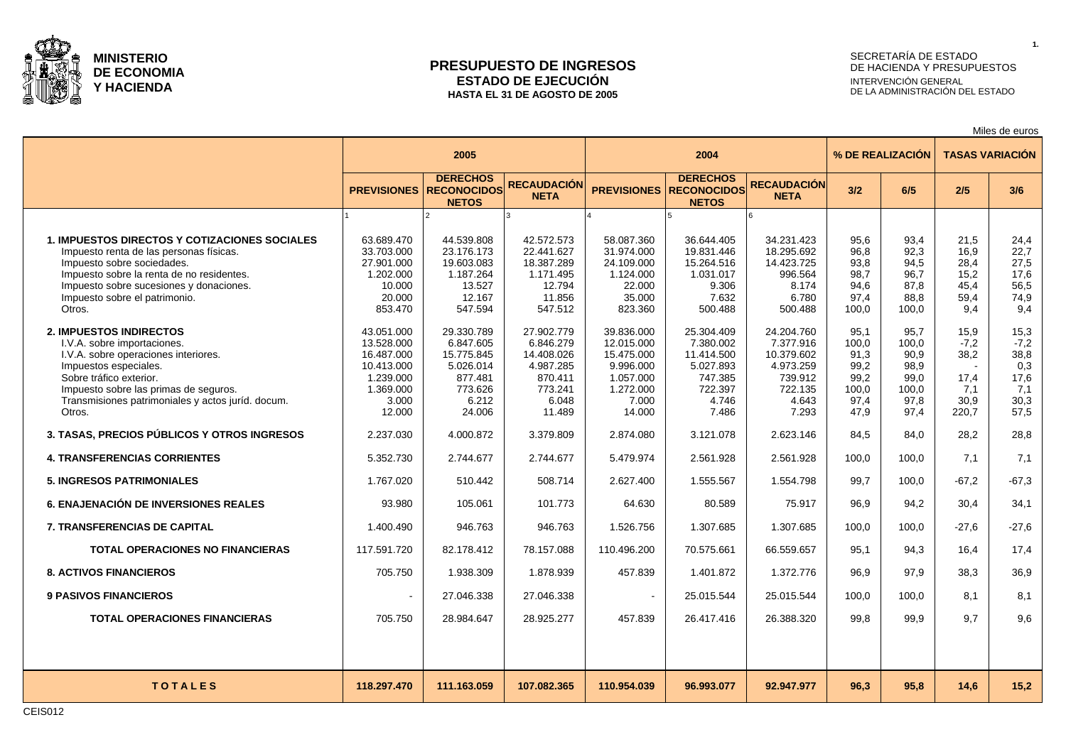**MINISTERIO DE ECONOMIA Y HACIENDA**

# PRESUPUESTO DE INGRESOS
## ESTADO DE EJECUCIÓN
### HASTA EL 31 DE AGOSTO DE 2005

SECRETARÍA DE ESTADO DE HACIENDA Y PRESUPUESTOS
INTERVENCIÓN GENERAL DE LA ADMINISTRACIÓN DEL ESTADO

Miles de euros

| | 2005 | | | 2004 | | | % DE REALIZACIÓN | | TASAS VARIACIÓN | |
|---|---|---|---|---|---|---|---|---|---|---|
| | PREVISIONES | DERECHOS RECONOCIDOS NETOS | RECAUDACIÓN NETA | PREVISIONES | DERECHOS RECONOCIDOS NETOS | RECAUDACIÓN NETA | 3/2 | 6/5 | 2/5 | 3/6 |
| | 1 | 2 | 3 | 4 | 5 | 6 | | | | |
| **1. IMPUESTOS DIRECTOS Y COTIZACIONES SOCIALES** | 63.689.470 | 44.539.808 | 42.572.573 | 58.087.360 | 36.644.405 | 34.231.423 | 95,6 | 93,4 | 21,5 | 24,4 |
| Impuesto renta de las personas físicas. | 33.703.000 | 23.176.173 | 22.441.627 | 31.974.000 | 19.831.446 | 18.295.692 | 96,8 | 92,3 | 16,9 | 22,7 |
| Impuesto sobre sociedades. | 27.901.000 | 19.603.083 | 18.387.289 | 24.109.000 | 15.264.516 | 14.423.725 | 93,8 | 94,5 | 28,4 | 27,5 |
| Impuesto sobre la renta de no residentes. | 1.202.000 | 1.187.264 | 1.171.495 | 1.124.000 | 1.031.017 | 996.564 | 98,7 | 96,7 | 15,2 | 17,6 |
| Impuesto sobre sucesiones y donaciones. | 10.000 | 13.527 | 12.794 | 22.000 | 9.306 | 8.174 | 94,6 | 87,8 | 45,4 | 56,5 |
| Impuesto sobre el patrimonio. | 20.000 | 12.167 | 11.856 | 35.000 | 7.632 | 6.780 | 97,4 | 88,8 | 59,4 | 74,9 |
| Otros. | 853.470 | 547.594 | 547.512 | 823.360 | 500.488 | 500.488 | 100,0 | 100,0 | 9,4 | 9,4 |
| **2. IMPUESTOS INDIRECTOS** | 43.051.000 | 29.330.789 | 27.902.779 | 39.836.000 | 25.304.409 | 24.204.760 | 95,1 | 95,7 | 15,9 | 15,3 |
| I.V.A. sobre importaciones. | 13.528.000 | 6.847.605 | 6.846.279 | 12.015.000 | 7.380.002 | 7.377.916 | 100,0 | 100,0 | -7,2 | -7,2 |
| I.V.A. sobre operaciones interiores. | 16.487.000 | 15.775.845 | 14.408.026 | 15.475.000 | 11.414.500 | 10.379.602 | 91,3 | 90,9 | 38,2 | 38,8 |
| Impuestos especiales. | 10.413.000 | 5.026.014 | 4.987.285 | 9.996.000 | 5.027.893 | 4.973.259 | 99,2 | 98,9 | - | 0,3 |
| Sobre tráfico exterior. | 1.239.000 | 877.481 | 870.411 | 1.057.000 | 747.385 | 739.912 | 99,2 | 99,0 | 17,4 | 17,6 |
| Impuesto sobre las primas de seguros. | 1.369.000 | 773.626 | 773.241 | 1.272.000 | 722.397 | 722.135 | 100,0 | 100,0 | 7,1 | 7,1 |
| Transmisiones patrimoniales y actos juríd. docum. | 3.000 | 6.212 | 6.048 | 7.000 | 4.746 | 4.643 | 97,4 | 97,8 | 30,9 | 30,3 |
| Otros. | 12.000 | 24.006 | 11.489 | 14.000 | 7.486 | 7.293 | 47,9 | 97,4 | 220,7 | 57,5 |
| **3. TASAS, PRECIOS PÚBLICOS Y OTROS INGRESOS** | 2.237.030 | 4.000.872 | 3.379.809 | 2.874.080 | 3.121.078 | 2.623.146 | 84,5 | 84,0 | 28,2 | 28,8 |
| **4. TRANSFERENCIAS CORRIENTES** | 5.352.730 | 2.744.677 | 2.744.677 | 5.479.974 | 2.561.928 | 2.561.928 | 100,0 | 100,0 | 7,1 | 7,1 |
| **5. INGRESOS PATRIMONIALES** | 1.767.020 | 510.442 | 508.714 | 2.627.400 | 1.555.567 | 1.554.798 | 99,7 | 100,0 | -67,2 | -67,3 |
| **6. ENAJENACIÓN DE INVERSIONES REALES** | 93.980 | 105.061 | 101.773 | 64.630 | 80.589 | 75.917 | 96,9 | 94,2 | 30,4 | 34,1 |
| **7. TRANSFERENCIAS DE CAPITAL** | 1.400.490 | 946.763 | 946.763 | 1.526.756 | 1.307.685 | 1.307.685 | 100,0 | 100,0 | -27,6 | -27,6 |
| **TOTAL OPERACIONES NO FINANCIERAS** | 117.591.720 | 82.178.412 | 78.157.088 | 110.496.200 | 70.575.661 | 66.559.657 | 95,1 | 94,3 | 16,4 | 17,4 |
| **8. ACTIVOS FINANCIEROS** | 705.750 | 1.938.309 | 1.878.939 | 457.839 | 1.401.872 | 1.372.776 | 96,9 | 97,9 | 38,3 | 36,9 |
| **9 PASIVOS FINANCIEROS** | - | 27.046.338 | 27.046.338 | - | 25.015.544 | 25.015.544 | 100,0 | 100,0 | 8,1 | 8,1 |
| **TOTAL OPERACIONES FINANCIERAS** | 705.750 | 28.984.647 | 28.925.277 | 457.839 | 26.417.416 | 26.388.320 | 99,8 | 99,9 | 9,7 | 9,6 |
| **T O T A L E S** | **118.297.470** | **111.163.059** | **107.082.365** | **110.954.039** | **96.993.077** | **92.947.977** | **96,3** | **95,8** | **14,6** | **15,2** |

CEIS012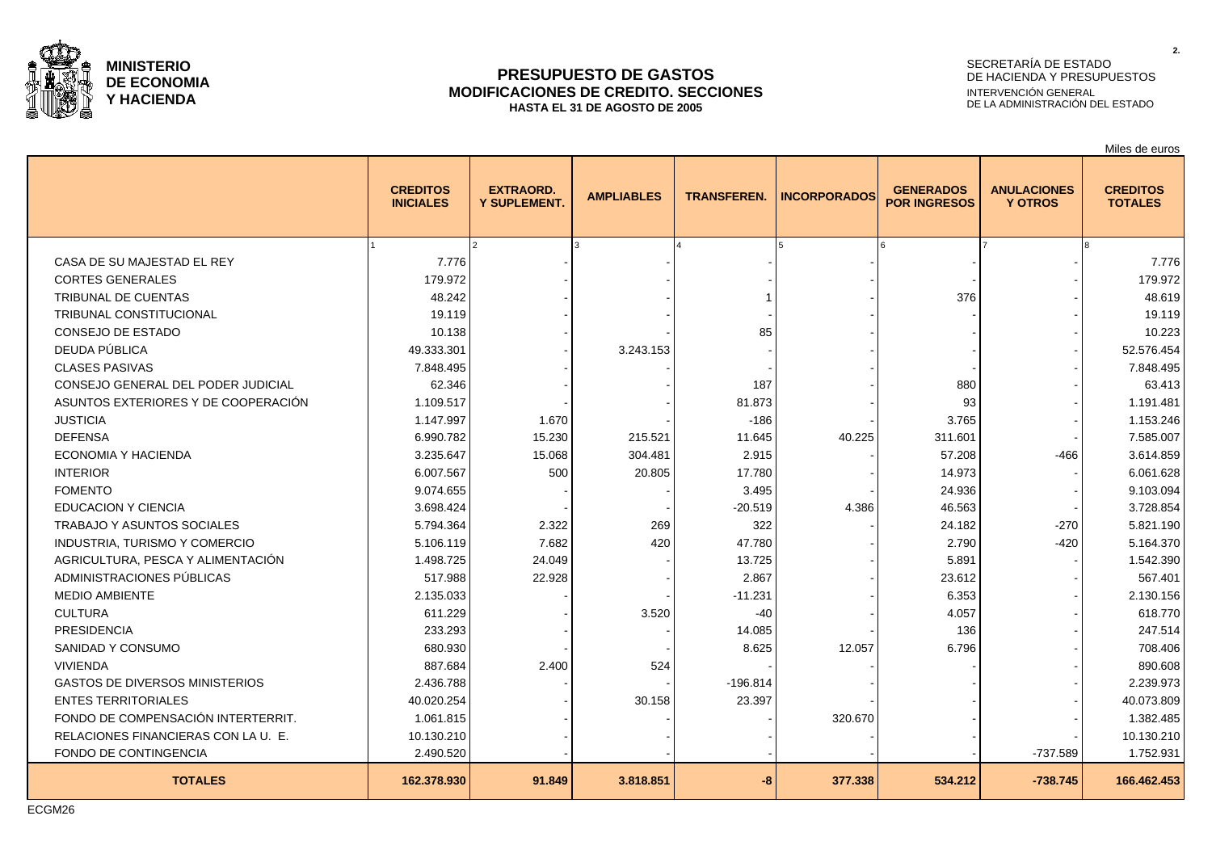**MINISTERIO DE ECONOMIA Y HACIENDA**

SECRETARÍA DE ESTADO DE HACIENDA Y PRESUPUESTOS
INTERVENCIÓN GENERAL DE LA ADMINISTRACIÓN DEL ESTADO

# PRESUPUESTO DE GASTOS
## MODIFICACIONES DE CREDITO. SECCIONES
### HASTA EL 31 DE AGOSTO DE 2005

Miles de euros

| | CREDITOS INICIALES | EXTRAORD. Y SUPLEMENT. | AMPLIABLES | TRANSFEREN. | INCORPORADOS | GENERADOS POR INGRESOS | ANULACIONES Y OTROS | CREDITOS TOTALES |
|---|---|---|---|---|---|---|---|---|
| | 1 | 2 | 3 | 4 | 5 | 6 | 7 | 8 |
| CASA DE SU MAJESTAD EL REY | 7.776 | - | - | - | - | - | - | 7.776 |
| CORTES GENERALES | 179.972 | - | - | - | - | - | - | 179.972 |
| TRIBUNAL DE CUENTAS | 48.242 | - | - | 1 | - | 376 | - | 48.619 |
| TRIBUNAL CONSTITUCIONAL | 19.119 | - | - | - | - | - | - | 19.119 |
| CONSEJO DE ESTADO | 10.138 | - | - | 85 | - | - | - | 10.223 |
| DEUDA PÚBLICA | 49.333.301 | - | 3.243.153 | - | - | - | - | 52.576.454 |
| CLASES PASIVAS | 7.848.495 | - | - | - | - | - | - | 7.848.495 |
| CONSEJO GENERAL DEL PODER JUDICIAL | 62.346 | - | - | 187 | - | 880 | - | 63.413 |
| ASUNTOS EXTERIORES Y DE COOPERACIÓN | 1.109.517 | - | - | 81.873 | - | 93 | - | 1.191.481 |
| JUSTICIA | 1.147.997 | 1.670 | - | -186 | - | 3.765 | - | 1.153.246 |
| DEFENSA | 6.990.782 | 15.230 | 215.521 | 11.645 | 40.225 | 311.601 | - | 7.585.007 |
| ECONOMIA Y HACIENDA | 3.235.647 | 15.068 | 304.481 | 2.915 | - | 57.208 | -466 | 3.614.859 |
| INTERIOR | 6.007.567 | 500 | 20.805 | 17.780 | - | 14.973 | - | 6.061.628 |
| FOMENTO | 9.074.655 | - | - | 3.495 | - | 24.936 | - | 9.103.094 |
| EDUCACION Y CIENCIA | 3.698.424 | - | - | -20.519 | 4.386 | 46.563 | - | 3.728.854 |
| TRABAJO Y ASUNTOS SOCIALES | 5.794.364 | 2.322 | 269 | 322 | - | 24.182 | -270 | 5.821.190 |
| INDUSTRIA, TURISMO Y COMERCIO | 5.106.119 | 7.682 | 420 | 47.780 | - | 2.790 | -420 | 5.164.370 |
| AGRICULTURA, PESCA Y ALIMENTACIÓN | 1.498.725 | 24.049 | - | 13.725 | - | 5.891 | - | 1.542.390 |
| ADMINISTRACIONES PÚBLICAS | 517.988 | 22.928 | - | 2.867 | - | 23.612 | - | 567.401 |
| MEDIO AMBIENTE | 2.135.033 | - | - | -11.231 | - | 6.353 | - | 2.130.156 |
| CULTURA | 611.229 | - | 3.520 | -40 | - | 4.057 | - | 618.770 |
| PRESIDENCIA | 233.293 | - | - | 14.085 | - | 136 | - | 247.514 |
| SANIDAD Y CONSUMO | 680.930 | - | - | 8.625 | 12.057 | 6.796 | - | 708.406 |
| VIVIENDA | 887.684 | 2.400 | 524 | - | - | - | - | 890.608 |
| GASTOS DE DIVERSOS MINISTERIOS | 2.436.788 | - | - | -196.814 | - | - | - | 2.239.973 |
| ENTES TERRITORIALES | 40.020.254 | - | 30.158 | 23.397 | - | - | - | 40.073.809 |
| FONDO DE COMPENSACIÓN INTERTERRIT. | 1.061.815 | - | - | - | 320.670 | - | - | 1.382.485 |
| RELACIONES FINANCIERAS CON LA U. E. | 10.130.210 | - | - | - | - | - | - | 10.130.210 |
| FONDO DE CONTINGENCIA | 2.490.520 | - | - | - | - | - | -737.589 | 1.752.931 |
| **TOTALES** | **162.378.930** | **91.849** | **3.818.851** | **-8** | **377.338** | **534.212** | **-738.745** | **166.462.453** |

ECGM26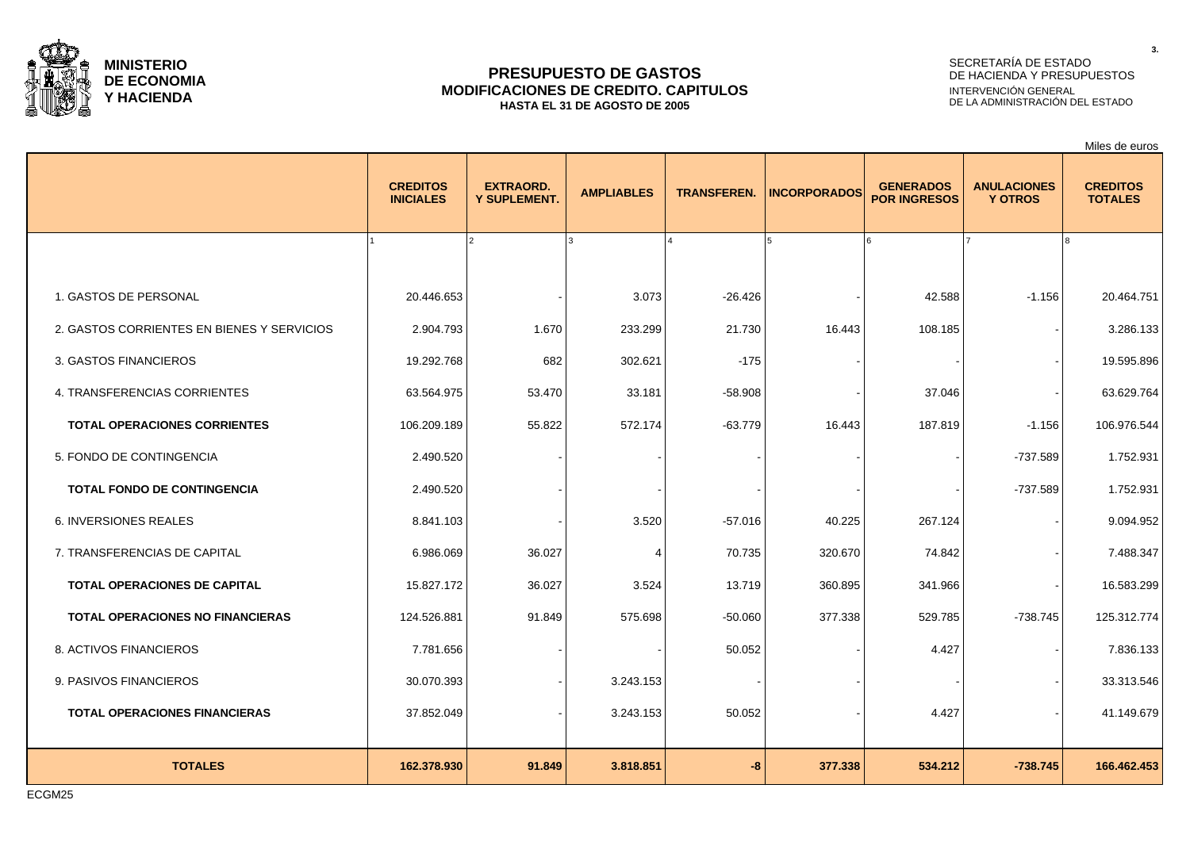**MINISTERIO DE ECONOMIA Y HACIENDA**

SECRETARÍA DE ESTADO DE HACIENDA Y PRESUPUESTOS
INTERVENCIÓN GENERAL DE LA ADMINISTRACIÓN DEL ESTADO

# PRESUPUESTO DE GASTOS
## MODIFICACIONES DE CREDITO. CAPITULOS
### HASTA EL 31 DE AGOSTO DE 2005

Miles de euros

| | CREDITOS INICIALES | EXTRAORD. Y SUPLEMENT. | AMPLIABLES | TRANSFEREN. | INCORPORADOS | GENERADOS POR INGRESOS | ANULACIONES Y OTROS | CREDITOS TOTALES |
|---|---|---|---|---|---|---|---|---|
| | 1 | 2 | 3 | 4 | 5 | 6 | 7 | 8 |
| 1. GASTOS DE PERSONAL | 20.446.653 | - | 3.073 | -26.426 | - | 42.588 | -1.156 | 20.464.751 |
| 2. GASTOS CORRIENTES EN BIENES Y SERVICIOS | 2.904.793 | 1.670 | 233.299 | 21.730 | 16.443 | 108.185 | - | 3.286.133 |
| 3. GASTOS FINANCIEROS | 19.292.768 | 682 | 302.621 | -175 | - | - | - | 19.595.896 |
| 4. TRANSFERENCIAS CORRIENTES | 63.564.975 | 53.470 | 33.181 | -58.908 | - | 37.046 | - | 63.629.764 |
| **TOTAL OPERACIONES CORRIENTES** | 106.209.189 | 55.822 | 572.174 | -63.779 | 16.443 | 187.819 | -1.156 | 106.976.544 |
| 5. FONDO DE CONTINGENCIA | 2.490.520 | - | - | - | - | - | -737.589 | 1.752.931 |
| **TOTAL FONDO DE CONTINGENCIA** | 2.490.520 | - | - | - | - | - | -737.589 | 1.752.931 |
| 6. INVERSIONES REALES | 8.841.103 | - | 3.520 | -57.016 | 40.225 | 267.124 | - | 9.094.952 |
| 7. TRANSFERENCIAS DE CAPITAL | 6.986.069 | 36.027 | 4 | 70.735 | 320.670 | 74.842 | - | 7.488.347 |
| **TOTAL OPERACIONES DE CAPITAL** | 15.827.172 | 36.027 | 3.524 | 13.719 | 360.895 | 341.966 | - | 16.583.299 |
| **TOTAL OPERACIONES NO FINANCIERAS** | 124.526.881 | 91.849 | 575.698 | -50.060 | 377.338 | 529.785 | -738.745 | 125.312.774 |
| 8. ACTIVOS FINANCIEROS | 7.781.656 | - | - | 50.052 | - | 4.427 | - | 7.836.133 |
| 9. PASIVOS FINANCIEROS | 30.070.393 | - | 3.243.153 | - | - | - | - | 33.313.546 |
| **TOTAL OPERACIONES FINANCIERAS** | 37.852.049 | - | 3.243.153 | 50.052 | - | 4.427 | - | 41.149.679 |
| **TOTALES** | **162.378.930** | **91.849** | **3.818.851** | **-8** | **377.338** | **534.212** | **-738.745** | **166.462.453** |

ECGM25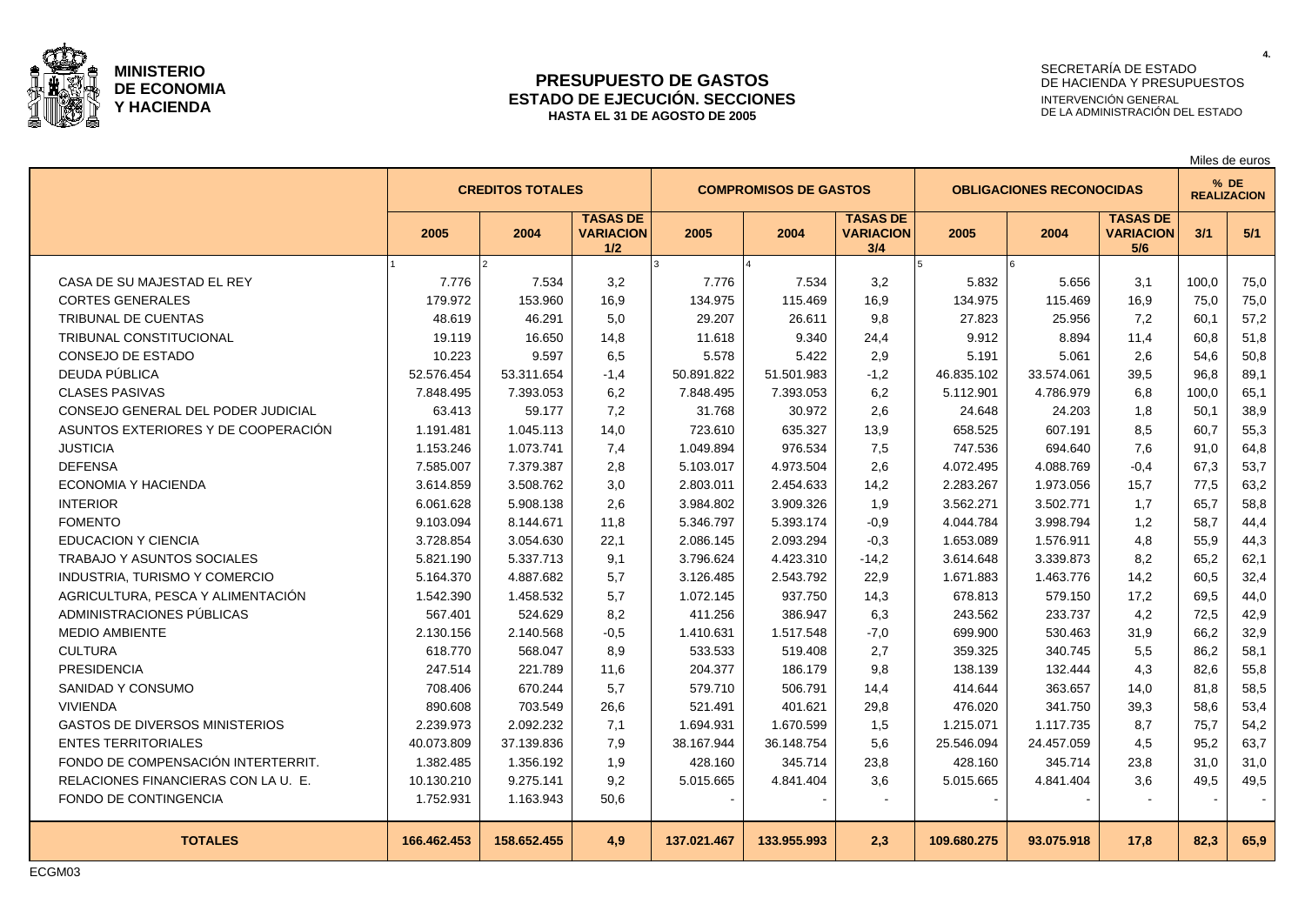**MINISTERIO DE ECONOMIA Y HACIENDA**

# PRESUPUESTO DE GASTOS
## ESTADO DE EJECUCIÓN. SECCIONES
### HASTA EL 31 DE AGOSTO DE 2005

SECRETARÍA DE ESTADO DE HACIENDA Y PRESUPUESTOS
INTERVENCIÓN GENERAL DE LA ADMINISTRACIÓN DEL ESTADO

Miles de euros

| | CREDITOS TOTALES | | | COMPROMISOS DE GASTOS | | | OBLIGACIONES RECONOCIDAS | | | % DE REALIZACION | |
|---|---|---|---|---|---|---|---|---|---|---|---|
| | 2005 | 2004 | TASAS DE VARIACION 1/2 | 2005 | 2004 | TASAS DE VARIACION 3/4 | 2005 | 2004 | TASAS DE VARIACION 5/6 | 3/1 | 5/1 |
| | 1 | 2 | | 3 | 4 | | 5 | 6 | | | |
| CASA DE SU MAJESTAD EL REY | 7.776 | 7.534 | 3,2 | 7.776 | 7.534 | 3,2 | 5.832 | 5.656 | 3,1 | 100,0 | 75,0 |
| CORTES GENERALES | 179.972 | 153.960 | 16,9 | 134.975 | 115.469 | 16,9 | 134.975 | 115.469 | 16,9 | 75,0 | 75,0 |
| TRIBUNAL DE CUENTAS | 48.619 | 46.291 | 5,0 | 29.207 | 26.611 | 9,8 | 27.823 | 25.956 | 7,2 | 60,1 | 57,2 |
| TRIBUNAL CONSTITUCIONAL | 19.119 | 16.650 | 14,8 | 11.618 | 9.340 | 24,4 | 9.912 | 8.894 | 11,4 | 60,8 | 51,8 |
| CONSEJO DE ESTADO | 10.223 | 9.597 | 6,5 | 5.578 | 5.422 | 2,9 | 5.191 | 5.061 | 2,6 | 54,6 | 50,8 |
| DEUDA PÚBLICA | 52.576.454 | 53.311.654 | -1,4 | 50.891.822 | 51.501.983 | -1,2 | 46.835.102 | 33.574.061 | 39,5 | 96,8 | 89,1 |
| CLASES PASIVAS | 7.848.495 | 7.393.053 | 6,2 | 7.848.495 | 7.393.053 | 6,2 | 5.112.901 | 4.786.979 | 6,8 | 100,0 | 65,1 |
| CONSEJO GENERAL DEL PODER JUDICIAL | 63.413 | 59.177 | 7,2 | 31.768 | 30.972 | 2,6 | 24.648 | 24.203 | 1,8 | 50,1 | 38,9 |
| ASUNTOS EXTERIORES Y DE COOPERACIÓN | 1.191.481 | 1.045.113 | 14,0 | 723.610 | 635.327 | 13,9 | 658.525 | 607.191 | 8,5 | 60,7 | 55,3 |
| JUSTICIA | 1.153.246 | 1.073.741 | 7,4 | 1.049.894 | 976.534 | 7,5 | 747.536 | 694.640 | 7,6 | 91,0 | 64,8 |
| DEFENSA | 7.585.007 | 7.379.387 | 2,8 | 5.103.017 | 4.973.504 | 2,6 | 4.072.495 | 4.088.769 | -0,4 | 67,3 | 53,7 |
| ECONOMIA Y HACIENDA | 3.614.859 | 3.508.762 | 3,0 | 2.803.011 | 2.454.633 | 14,2 | 2.283.267 | 1.973.056 | 15,7 | 77,5 | 63,2 |
| INTERIOR | 6.061.628 | 5.908.138 | 2,6 | 3.984.802 | 3.909.326 | 1,9 | 3.562.271 | 3.502.771 | 1,7 | 65,7 | 58,8 |
| FOMENTO | 9.103.094 | 8.144.671 | 11,8 | 5.346.797 | 5.393.174 | -0,9 | 4.044.784 | 3.998.794 | 1,2 | 58,7 | 44,4 |
| EDUCACION Y CIENCIA | 3.728.854 | 3.054.630 | 22,1 | 2.086.145 | 2.093.294 | -0,3 | 1.653.089 | 1.576.911 | 4,8 | 55,9 | 44,3 |
| TRABAJO Y ASUNTOS SOCIALES | 5.821.190 | 5.337.713 | 9,1 | 3.796.624 | 4.423.310 | -14,2 | 3.614.648 | 3.339.873 | 8,2 | 65,2 | 62,1 |
| INDUSTRIA, TURISMO Y COMERCIO | 5.164.370 | 4.887.682 | 5,7 | 3.126.485 | 2.543.792 | 22,9 | 1.671.883 | 1.463.776 | 14,2 | 60,5 | 32,4 |
| AGRICULTURA, PESCA Y ALIMENTACIÓN | 1.542.390 | 1.458.532 | 5,7 | 1.072.145 | 937.750 | 14,3 | 678.813 | 579.150 | 17,2 | 69,5 | 44,0 |
| ADMINISTRACIONES PÚBLICAS | 567.401 | 524.629 | 8,2 | 411.256 | 386.947 | 6,3 | 243.562 | 233.737 | 4,2 | 72,5 | 42,9 |
| MEDIO AMBIENTE | 2.130.156 | 2.140.568 | -0,5 | 1.410.631 | 1.517.548 | -7,0 | 699.900 | 530.463 | 31,9 | 66,2 | 32,9 |
| CULTURA | 618.770 | 568.047 | 8,9 | 533.533 | 519.408 | 2,7 | 359.325 | 340.745 | 5,5 | 86,2 | 58,1 |
| PRESIDENCIA | 247.514 | 221.789 | 11,6 | 204.377 | 186.179 | 9,8 | 138.139 | 132.444 | 4,3 | 82,6 | 55,8 |
| SANIDAD Y CONSUMO | 708.406 | 670.244 | 5,7 | 579.710 | 506.791 | 14,4 | 414.644 | 363.657 | 14,0 | 81,8 | 58,5 |
| VIVIENDA | 890.608 | 703.549 | 26,6 | 521.491 | 401.621 | 29,8 | 476.020 | 341.750 | 39,3 | 58,6 | 53,4 |
| GASTOS DE DIVERSOS MINISTERIOS | 2.239.973 | 2.092.232 | 7,1 | 1.694.931 | 1.670.599 | 1,5 | 1.215.071 | 1.117.735 | 8,7 | 75,7 | 54,2 |
| ENTES TERRITORIALES | 40.073.809 | 37.139.836 | 7,9 | 38.167.944 | 36.148.754 | 5,6 | 25.546.094 | 24.457.059 | 4,5 | 95,2 | 63,7 |
| FONDO DE COMPENSACIÓN INTERTERRIT. | 1.382.485 | 1.356.192 | 1,9 | 428.160 | 345.714 | 23,8 | 428.160 | 345.714 | 23,8 | 31,0 | 31,0 |
| RELACIONES FINANCIERAS CON LA U. E. | 10.130.210 | 9.275.141 | 9,2 | 5.015.665 | 4.841.404 | 3,6 | 5.015.665 | 4.841.404 | 3,6 | 49,5 | 49,5 |
| FONDO DE CONTINGENCIA | 1.752.931 | 1.163.943 | 50,6 | - | - | - | - | - | - | - | - |
| **TOTALES** | **166.462.453** | **158.652.455** | **4,9** | **137.021.467** | **133.955.993** | **2,3** | **109.680.275** | **93.075.918** | **17,8** | **82,3** | **65,9** |

ECGM03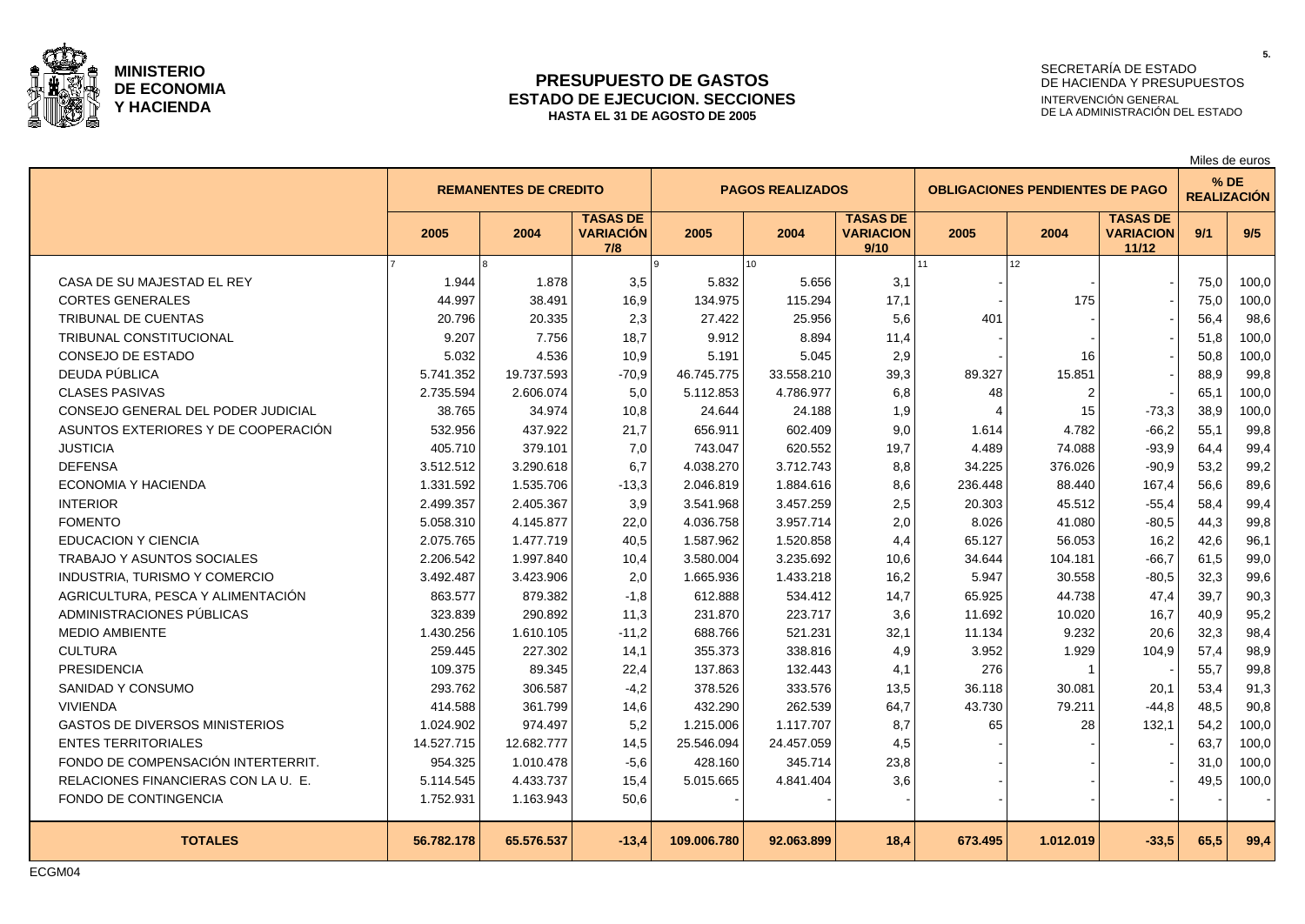**MINISTERIO DE ECONOMIA Y HACIENDA**

# PRESUPUESTO DE GASTOS
## ESTADO DE EJECUCION. SECCIONES
### HASTA EL 31 DE AGOSTO DE 2005

SECRETARÍA DE ESTADO DE HACIENDA Y PRESUPUESTOS
INTERVENCIÓN GENERAL DE LA ADMINISTRACIÓN DEL ESTADO

Miles de euros

| | REMANENTES DE CREDITO | | | PAGOS REALIZADOS | | | OBLIGACIONES PENDIENTES DE PAGO | | | % DE REALIZACIÓN | |
|---|---|---|---|---|---|---|---|---|---|---|---|
| | 2005 | 2004 | TASAS DE VARIACIÓN 7/8 | 2005 | 2004 | TASAS DE VARIACION 9/10 | 2005 | 2004 | TASAS DE VARIACION 11/12 | 9/1 | 9/5 |
| | 7 | 8 | | 9 | 10 | | 11 | 12 | | | |
| CASA DE SU MAJESTAD EL REY | 1.944 | 1.878 | 3,5 | 5.832 | 5.656 | 3,1 | - | - | - | 75,0 | 100,0 |
| CORTES GENERALES | 44.997 | 38.491 | 16,9 | 134.975 | 115.294 | 17,1 | - | 175 | - | 75,0 | 100,0 |
| TRIBUNAL DE CUENTAS | 20.796 | 20.335 | 2,3 | 27.422 | 25.956 | 5,6 | 401 | - | - | 56,4 | 98,6 |
| TRIBUNAL CONSTITUCIONAL | 9.207 | 7.756 | 18,7 | 9.912 | 8.894 | 11,4 | - | - | - | 51,8 | 100,0 |
| CONSEJO DE ESTADO | 5.032 | 4.536 | 10,9 | 5.191 | 5.045 | 2,9 | - | 16 | - | 50,8 | 100,0 |
| DEUDA PÚBLICA | 5.741.352 | 19.737.593 | -70,9 | 46.745.775 | 33.558.210 | 39,3 | 89.327 | 15.851 | - | 88,9 | 99,8 |
| CLASES PASIVAS | 2.735.594 | 2.606.074 | 5,0 | 5.112.853 | 4.786.977 | 6,8 | 48 | 2 | - | 65,1 | 100,0 |
| CONSEJO GENERAL DEL PODER JUDICIAL | 38.765 | 34.974 | 10,8 | 24.644 | 24.188 | 1,9 | 4 | 15 | -73,3 | 38,9 | 100,0 |
| ASUNTOS EXTERIORES Y DE COOPERACIÓN | 532.956 | 437.922 | 21,7 | 656.911 | 602.409 | 9,0 | 1.614 | 4.782 | -66,2 | 55,1 | 99,8 |
| JUSTICIA | 405.710 | 379.101 | 7,0 | 743.047 | 620.552 | 19,7 | 4.489 | 74.088 | -93,9 | 64,4 | 99,4 |
| DEFENSA | 3.512.512 | 3.290.618 | 6,7 | 4.038.270 | 3.712.743 | 8,8 | 34.225 | 376.026 | -90,9 | 53,2 | 99,2 |
| ECONOMIA Y HACIENDA | 1.331.592 | 1.535.706 | -13,3 | 2.046.819 | 1.884.616 | 8,6 | 236.448 | 88.440 | 167,4 | 56,6 | 89,6 |
| INTERIOR | 2.499.357 | 2.405.367 | 3,9 | 3.541.968 | 3.457.259 | 2,5 | 20.303 | 45.512 | -55,4 | 58,4 | 99,4 |
| FOMENTO | 5.058.310 | 4.145.877 | 22,0 | 4.036.758 | 3.957.714 | 2,0 | 8.026 | 41.080 | -80,5 | 44,3 | 99,8 |
| EDUCACION Y CIENCIA | 2.075.765 | 1.477.719 | 40,5 | 1.587.962 | 1.520.858 | 4,4 | 65.127 | 56.053 | 16,2 | 42,6 | 96,1 |
| TRABAJO Y ASUNTOS SOCIALES | 2.206.542 | 1.997.840 | 10,4 | 3.580.004 | 3.235.692 | 10,6 | 34.644 | 104.181 | -66,7 | 61,5 | 99,0 |
| INDUSTRIA, TURISMO Y COMERCIO | 3.492.487 | 3.423.906 | 2,0 | 1.665.936 | 1.433.218 | 16,2 | 5.947 | 30.558 | -80,5 | 32,3 | 99,6 |
| AGRICULTURA, PESCA Y ALIMENTACIÓN | 863.577 | 879.382 | -1,8 | 612.888 | 534.412 | 14,7 | 65.925 | 44.738 | 47,4 | 39,7 | 90,3 |
| ADMINISTRACIONES PÚBLICAS | 323.839 | 290.892 | 11,3 | 231.870 | 223.717 | 3,6 | 11.692 | 10.020 | 16,7 | 40,9 | 95,2 |
| MEDIO AMBIENTE | 1.430.256 | 1.610.105 | -11,2 | 688.766 | 521.231 | 32,1 | 11.134 | 9.232 | 20,6 | 32,3 | 98,4 |
| CULTURA | 259.445 | 227.302 | 14,1 | 355.373 | 338.816 | 4,9 | 3.952 | 1.929 | 104,9 | 57,4 | 98,9 |
| PRESIDENCIA | 109.375 | 89.345 | 22,4 | 137.863 | 132.443 | 4,1 | 276 | 1 | - | 55,7 | 99,8 |
| SANIDAD Y CONSUMO | 293.762 | 306.587 | -4,2 | 378.526 | 333.576 | 13,5 | 36.118 | 30.081 | 20,1 | 53,4 | 91,3 |
| VIVIENDA | 414.588 | 361.799 | 14,6 | 432.290 | 262.539 | 64,7 | 43.730 | 79.211 | -44,8 | 48,5 | 90,8 |
| GASTOS DE DIVERSOS MINISTERIOS | 1.024.902 | 974.497 | 5,2 | 1.215.006 | 1.117.707 | 8,7 | 65 | 28 | 132,1 | 54,2 | 100,0 |
| ENTES TERRITORIALES | 14.527.715 | 12.682.777 | 14,5 | 25.546.094 | 24.457.059 | 4,5 | - | - | - | 63,7 | 100,0 |
| FONDO DE COMPENSACIÓN INTERTERRIT. | 954.325 | 1.010.478 | -5,6 | 428.160 | 345.714 | 23,8 | - | - | - | 31,0 | 100,0 |
| RELACIONES FINANCIERAS CON LA U. E. | 5.114.545 | 4.433.737 | 15,4 | 5.015.665 | 4.841.404 | 3,6 | - | - | - | 49,5 | 100,0 |
| FONDO DE CONTINGENCIA | 1.752.931 | 1.163.943 | 50,6 | - | - | - | - | - | - | - | - |
| **TOTALES** | **56.782.178** | **65.576.537** | **-13,4** | **109.006.780** | **92.063.899** | **18,4** | **673.495** | **1.012.019** | **-33,5** | **65,5** | **99,4** |

ECGM04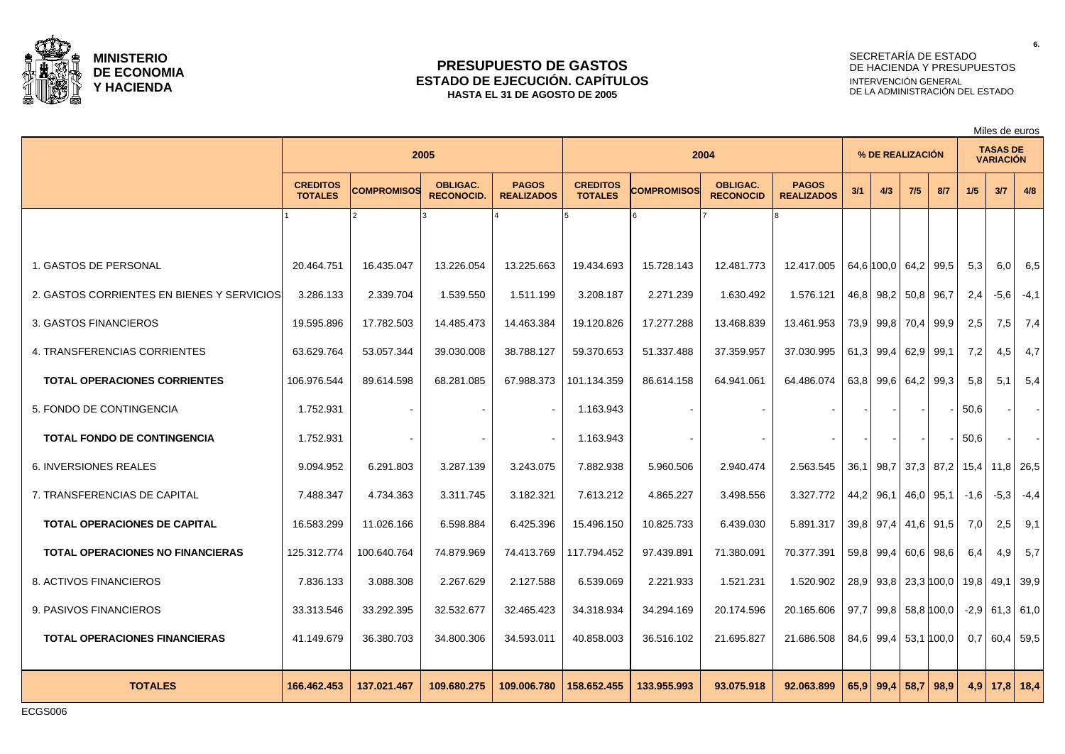**MINISTERIO DE ECONOMIA Y HACIENDA**

# PRESUPUESTO DE GASTOS
## ESTADO DE EJECUCIÓN. CAPÍTULOS
### HASTA EL 31 DE AGOSTO DE 2005

SECRETARÍA DE ESTADO DE HACIENDA Y PRESUPUESTOS
INTERVENCIÓN GENERAL DE LA ADMINISTRACIÓN DEL ESTADO

Miles de euros

| | 2005 | | | | 2004 | | | | % DE REALIZACIÓN | | | | TASAS DE VARIACIÓN | | |
|---|---|---|---|---|---|---|---|---|---|---|---|---|---|---|---|
| | CREDITOS TOTALES | COMPROMISOS | OBLIGAC. RECONOCID. | PAGOS REALIZADOS | CREDITOS TOTALES | COMPROMISOS | OBLIGAC. RECONOCID | PAGOS REALIZADOS | 3/1 | 4/3 | 7/5 | 8/7 | 1/5 | 3/7 | 4/8 |
| | 1 | 2 | 3 | 4 | 5 | 6 | 7 | 8 | | | | | | | |
| 1. GASTOS DE PERSONAL | 20.464.751 | 16.435.047 | 13.226.054 | 13.225.663 | 19.434.693 | 15.728.143 | 12.481.773 | 12.417.005 | 64,6 | 100,0 | 64,2 | 99,5 | 5,3 | 6,0 | 6,5 |
| 2. GASTOS CORRIENTES EN BIENES Y SERVICIOS | 3.286.133 | 2.339.704 | 1.539.550 | 1.511.199 | 3.208.187 | 2.271.239 | 1.630.492 | 1.576.121 | 46,8 | 98,2 | 50,8 | 96,7 | 2,4 | -5,6 | -4,1 |
| 3. GASTOS FINANCIEROS | 19.595.896 | 17.782.503 | 14.485.473 | 14.463.384 | 19.120.826 | 17.277.288 | 13.468.839 | 13.461.953 | 73,9 | 99,8 | 70,4 | 99,9 | 2,5 | 7,5 | 7,4 |
| 4. TRANSFERENCIAS CORRIENTES | 63.629.764 | 53.057.344 | 39.030.008 | 38.788.127 | 59.370.653 | 51.337.488 | 37.359.957 | 37.030.995 | 61,3 | 99,4 | 62,9 | 99,1 | 7,2 | 4,5 | 4,7 |
| **TOTAL OPERACIONES CORRIENTES** | 106.976.544 | 89.614.598 | 68.281.085 | 67.988.373 | 101.134.359 | 86.614.158 | 64.941.061 | 64.486.074 | 63,8 | 99,6 | 64,2 | 99,3 | 5,8 | 5,1 | 5,4 |
| 5. FONDO DE CONTINGENCIA | 1.752.931 | - | - | - | 1.163.943 | - | - | - | - | - | - | - | 50,6 | - | - |
| **TOTAL FONDO DE CONTINGENCIA** | 1.752.931 | - | - | - | 1.163.943 | - | - | - | - | - | - | - | 50,6 | - | - |
| 6. INVERSIONES REALES | 9.094.952 | 6.291.803 | 3.287.139 | 3.243.075 | 7.882.938 | 5.960.506 | 2.940.474 | 2.563.545 | 36,1 | 98,7 | 37,3 | 87,2 | 15,4 | 11,8 | 26,5 |
| 7. TRANSFERENCIAS DE CAPITAL | 7.488.347 | 4.734.363 | 3.311.745 | 3.182.321 | 7.613.212 | 4.865.227 | 3.498.556 | 3.327.772 | 44,2 | 96,1 | 46,0 | 95,1 | -1,6 | -5,3 | -4,4 |
| **TOTAL OPERACIONES DE CAPITAL** | 16.583.299 | 11.026.166 | 6.598.884 | 6.425.396 | 15.496.150 | 10.825.733 | 6.439.030 | 5.891.317 | 39,8 | 97,4 | 41,6 | 91,5 | 7,0 | 2,5 | 9,1 |
| **TOTAL OPERACIONES NO FINANCIERAS** | 125.312.774 | 100.640.764 | 74.879.969 | 74.413.769 | 117.794.452 | 97.439.891 | 71.380.091 | 70.377.391 | 59,8 | 99,4 | 60,6 | 98,6 | 6,4 | 4,9 | 5,7 |
| 8. ACTIVOS FINANCIEROS | 7.836.133 | 3.088.308 | 2.267.629 | 2.127.588 | 6.539.069 | 2.221.933 | 1.521.231 | 1.520.902 | 28,9 | 93,8 | 23,3 | 100,0 | 19,8 | 49,1 | 39,9 |
| 9. PASIVOS FINANCIEROS | 33.313.546 | 33.292.395 | 32.532.677 | 32.465.423 | 34.318.934 | 34.294.169 | 20.174.596 | 20.165.606 | 97,7 | 99,8 | 58,8 | 100,0 | -2,9 | 61,3 | 61,0 |
| **TOTAL OPERACIONES FINANCIERAS** | 41.149.679 | 36.380.703 | 34.800.306 | 34.593.011 | 40.858.003 | 36.516.102 | 21.695.827 | 21.686.508 | 84,6 | 99,4 | 53,1 | 100,0 | 0,7 | 60,4 | 59,5 |
| **TOTALES** | **166.462.453** | **137.021.467** | **109.680.275** | **109.006.780** | **158.652.455** | **133.955.993** | **93.075.918** | **92.063.899** | **65,9** | **99,4** | **58,7** | **98,9** | **4,9** | **17,8** | **18,4** |

ECGS006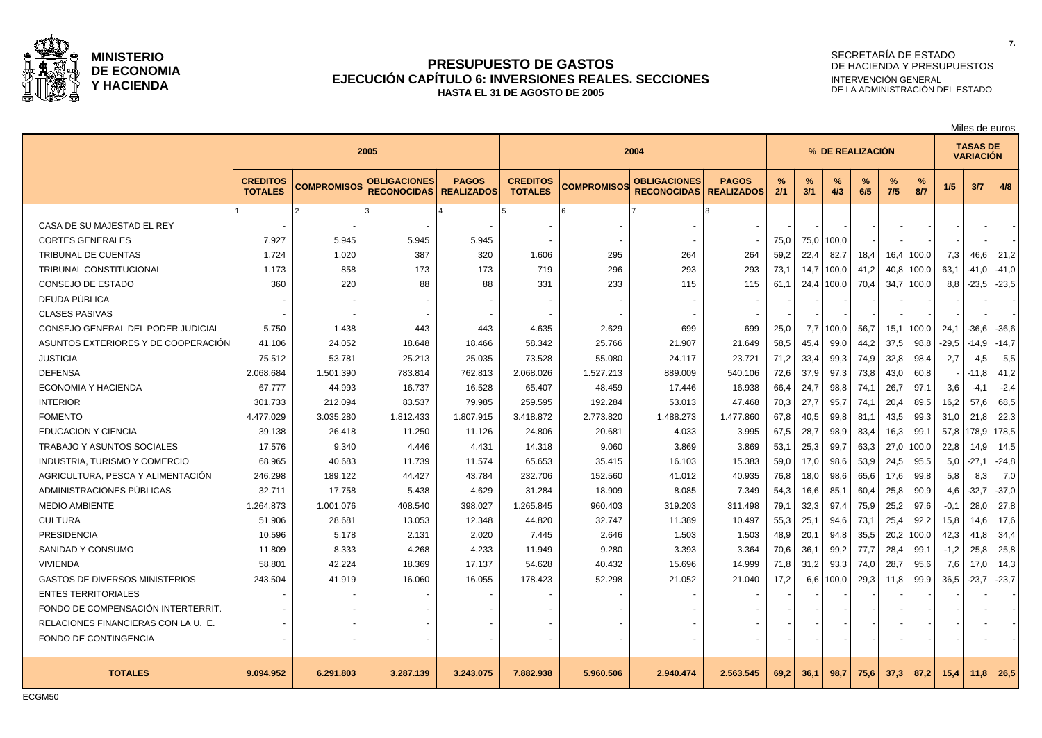**MINISTERIO DE ECONOMIA Y HACIENDA**

# PRESUPUESTO DE GASTOS
## EJECUCIÓN CAPÍTULO 6: INVERSIONES REALES. SECCIONES
### HASTA EL 31 DE AGOSTO DE 2005

SECRETARÍA DE ESTADO DE HACIENDA Y PRESUPUESTOS
INTERVENCIÓN GENERAL DE LA ADMINISTRACIÓN DEL ESTADO

Miles de euros

| | 2005 | | | | 2004 | | | | % DE REALIZACIÓN | | | | | | TASAS DE VARIACIÓN | | |
|---|---|---|---|---|---|---|---|---|---|---|---|---|---|---|---|---|---|
| | CREDITOS TOTALES | COMPROMISOS | OBLIGACIONES RECONOCIDAS | PAGOS REALIZADOS | CREDITOS TOTALES | COMPROMISOS | OBLIGACIONES RECONOCIDAS | PAGOS REALIZADOS | % 2/1 | % 3/1 | % 4/3 | % 6/5 | % 7/5 | % 8/7 | 1/5 | 3/7 | 4/8 |
| | 1 | 2 | 3 | 4 | 5 | 6 | 7 | 8 | | | | | | | | | |
| CASA DE SU MAJESTAD EL REY | - | - | - | - | - | - | - | - | - | - | - | - | - | - | - | - | - |
| CORTES GENERALES | 7.927 | 5.945 | 5.945 | 5.945 | - | - | - | - | 75,0 | 75,0 | 100,0 | - | - | - | - | - | - |
| TRIBUNAL DE CUENTAS | 1.724 | 1.020 | 387 | 320 | 1.606 | 295 | 264 | 264 | 59,2 | 22,4 | 82,7 | 18,4 | 16,4 | 100,0 | 7,3 | 46,6 | 21,2 |
| TRIBUNAL CONSTITUCIONAL | 1.173 | 858 | 173 | 173 | 719 | 296 | 293 | 293 | 73,1 | 14,7 | 100,0 | 41,2 | 40,8 | 100,0 | 63,1 | -41,0 | -41,0 |
| CONSEJO DE ESTADO | 360 | 220 | 88 | 88 | 331 | 233 | 115 | 115 | 61,1 | 24,4 | 100,0 | 70,4 | 34,7 | 100,0 | 8,8 | -23,5 | -23,5 |
| DEUDA PÚBLICA | - | - | - | - | - | - | - | - | - | - | - | - | - | - | - | - | - |
| CLASES PASIVAS | - | - | - | - | - | - | - | - | - | - | - | - | - | - | - | - | - |
| CONSEJO GENERAL DEL PODER JUDICIAL | 5.750 | 1.438 | 443 | 443 | 4.635 | 2.629 | 699 | 699 | 25,0 | 7,7 | 100,0 | 56,7 | 15,1 | 100,0 | 24,1 | -36,6 | -36,6 |
| ASUNTOS EXTERIORES Y DE COOPERACIÓN | 41.106 | 24.052 | 18.648 | 18.466 | 58.342 | 25.766 | 21.907 | 21.649 | 58,5 | 45,4 | 99,0 | 44,2 | 37,5 | 98,8 | -29,5 | -14,9 | -14,7 |
| JUSTICIA | 75.512 | 53.781 | 25.213 | 25.035 | 73.528 | 55.080 | 24.117 | 23.721 | 71,2 | 33,4 | 99,3 | 74,9 | 32,8 | 98,4 | 2,7 | 4,5 | 5,5 |
| DEFENSA | 2.068.684 | 1.501.390 | 783.814 | 762.813 | 2.068.026 | 1.527.213 | 889.009 | 540.106 | 72,6 | 37,9 | 97,3 | 73,8 | 43,0 | 60,8 | - | -11,8 | 41,2 |
| ECONOMIA Y HACIENDA | 67.777 | 44.993 | 16.737 | 16.528 | 65.407 | 48.459 | 17.446 | 16.938 | 66,4 | 24,7 | 98,8 | 74,1 | 26,7 | 97,1 | 3,6 | -4,1 | -2,4 |
| INTERIOR | 301.733 | 212.094 | 83.537 | 79.985 | 259.595 | 192.284 | 53.013 | 47.468 | 70,3 | 27,7 | 95,7 | 74,1 | 20,4 | 89,5 | 16,2 | 57,6 | 68,5 |
| FOMENTO | 4.477.029 | 3.035.280 | 1.812.433 | 1.807.915 | 3.418.872 | 2.773.820 | 1.488.273 | 1.477.860 | 67,8 | 40,5 | 99,8 | 81,1 | 43,5 | 99,3 | 31,0 | 21,8 | 22,3 |
| EDUCACION Y CIENCIA | 39.138 | 26.418 | 11.250 | 11.126 | 24.806 | 20.681 | 4.033 | 3.995 | 67,5 | 28,7 | 98,9 | 83,4 | 16,3 | 99,1 | 57,8 | 178,9 | 178,5 |
| TRABAJO Y ASUNTOS SOCIALES | 17.576 | 9.340 | 4.446 | 4.431 | 14.318 | 9.060 | 3.869 | 3.869 | 53,1 | 25,3 | 99,7 | 63,3 | 27,0 | 100,0 | 22,8 | 14,9 | 14,5 |
| INDUSTRIA, TURISMO Y COMERCIO | 68.965 | 40.683 | 11.739 | 11.574 | 65.653 | 35.415 | 16.103 | 15.383 | 59,0 | 17,0 | 98,6 | 53,9 | 24,5 | 95,5 | 5,0 | -27,1 | -24,8 |
| AGRICULTURA, PESCA Y ALIMENTACIÓN | 246.298 | 189.122 | 44.427 | 43.784 | 232.706 | 152.560 | 41.012 | 40.935 | 76,8 | 18,0 | 98,6 | 65,6 | 17,6 | 99,8 | 5,8 | 8,3 | 7,0 |
| ADMINISTRACIONES PÚBLICAS | 32.711 | 17.758 | 5.438 | 4.629 | 31.284 | 18.909 | 8.085 | 7.349 | 54,3 | 16,6 | 85,1 | 60,4 | 25,8 | 90,9 | 4,6 | -32,7 | -37,0 |
| MEDIO AMBIENTE | 1.264.873 | 1.001.076 | 408.540 | 398.027 | 1.265.845 | 960.403 | 319.203 | 311.498 | 79,1 | 32,3 | 97,4 | 75,9 | 25,2 | 97,6 | -0,1 | 28,0 | 27,8 |
| CULTURA | 51.906 | 28.681 | 13.053 | 12.348 | 44.820 | 32.747 | 11.389 | 10.497 | 55,3 | 25,1 | 94,6 | 73,1 | 25,4 | 92,2 | 15,8 | 14,6 | 17,6 |
| PRESIDENCIA | 10.596 | 5.178 | 2.131 | 2.020 | 7.445 | 2.646 | 1.503 | 1.503 | 48,9 | 20,1 | 94,8 | 35,5 | 20,2 | 100,0 | 42,3 | 41,8 | 34,4 |
| SANIDAD Y CONSUMO | 11.809 | 8.333 | 4.268 | 4.233 | 11.949 | 9.280 | 3.393 | 3.364 | 70,6 | 36,1 | 99,2 | 77,7 | 28,4 | 99,1 | -1,2 | 25,8 | 25,8 |
| VIVIENDA | 58.801 | 42.224 | 18.369 | 17.137 | 54.628 | 40.432 | 15.696 | 14.999 | 71,8 | 31,2 | 93,3 | 74,0 | 28,7 | 95,6 | 7,6 | 17,0 | 14,3 |
| GASTOS DE DIVERSOS MINISTERIOS | 243.504 | 41.919 | 16.060 | 16.055 | 178.423 | 52.298 | 21.052 | 21.040 | 17,2 | 6,6 | 100,0 | 29,3 | 11,8 | 99,9 | 36,5 | -23,7 | -23,7 |
| ENTES TERRITORIALES | - | - | - | - | - | - | - | - | - | - | - | - | - | - | - | - | - |
| FONDO DE COMPENSACIÓN INTERTERRIT. | - | - | - | - | - | - | - | - | - | - | - | - | - | - | - | - | - |
| RELACIONES FINANCIERAS CON LA U. E. | - | - | - | - | - | - | - | - | - | - | - | - | - | - | - | - | - |
| FONDO DE CONTINGENCIA | - | - | - | - | - | - | - | - | - | - | - | - | - | - | - | - | - |
| **TOTALES** | **9.094.952** | **6.291.803** | **3.287.139** | **3.243.075** | **7.882.938** | **5.960.506** | **2.940.474** | **2.563.545** | **69,2** | **36,1** | **98,7** | **75,6** | **37,3** | **87,2** | **15,4** | **11,8** | **26,5** |

ECGM50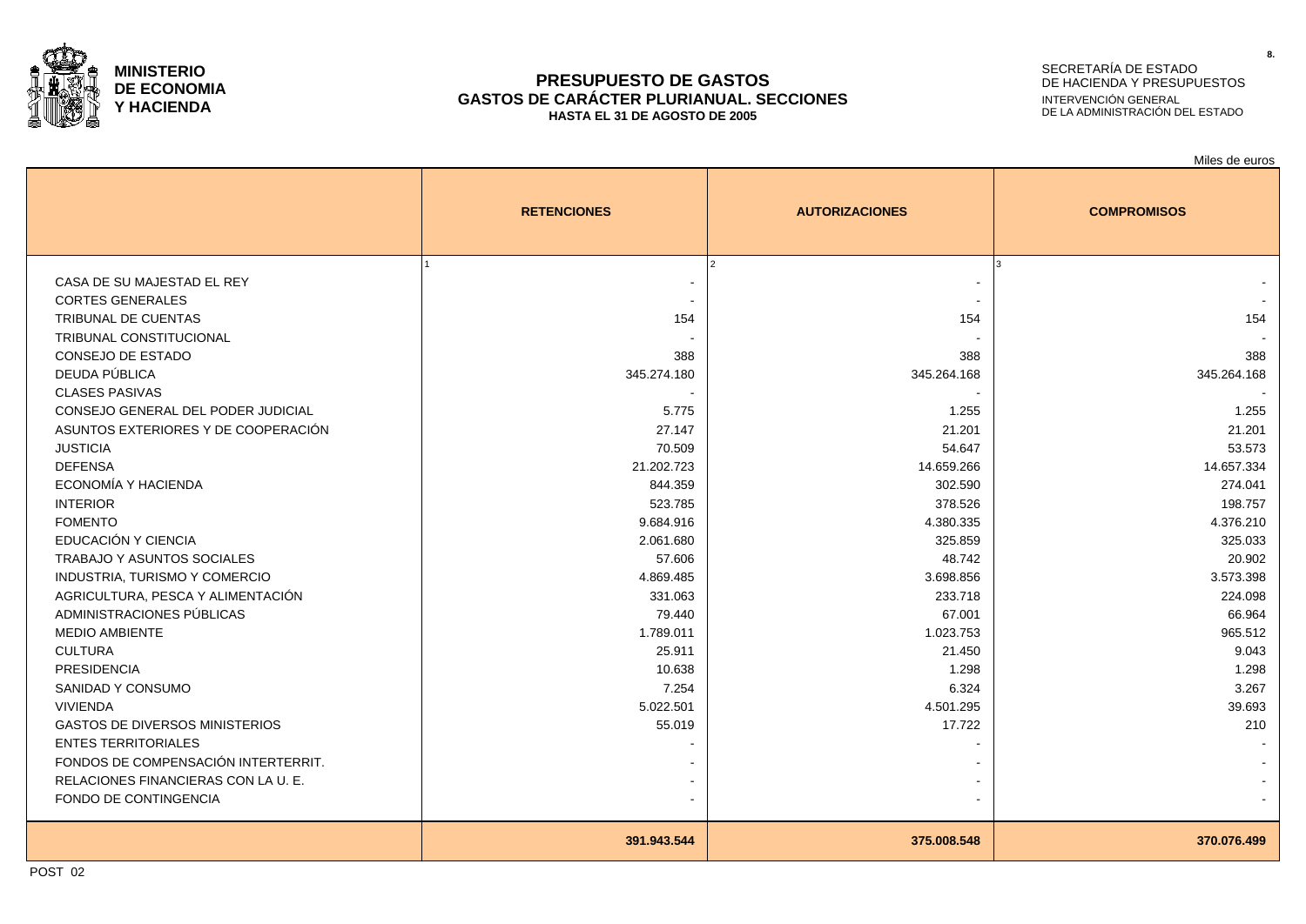**MINISTERIO DE ECONOMIA Y HACIENDA**

SECRETARÍA DE ESTADO DE HACIENDA Y PRESUPUESTOS
INTERVENCIÓN GENERAL DE LA ADMINISTRACIÓN DEL ESTADO

# PRESUPUESTO DE GASTOS
## GASTOS DE CARÁCTER PLURIANUAL. SECCIONES
### HASTA EL 31 DE AGOSTO DE 2005

Miles de euros

| | RETENCIONES | AUTORIZACIONES | COMPROMISOS |
|---|---|---|---|
| | 1 | 2 | 3 |
| CASA DE SU MAJESTAD EL REY | - | - | - |
| CORTES GENERALES | - | - | - |
| TRIBUNAL DE CUENTAS | 154 | 154 | 154 |
| TRIBUNAL CONSTITUCIONAL | - | - | - |
| CONSEJO DE ESTADO | 388 | 388 | 388 |
| DEUDA PÚBLICA | 345.274.180 | 345.264.168 | 345.264.168 |
| CLASES PASIVAS | - | - | - |
| CONSEJO GENERAL DEL PODER JUDICIAL | 5.775 | 1.255 | 1.255 |
| ASUNTOS EXTERIORES Y DE COOPERACIÓN | 27.147 | 21.201 | 21.201 |
| JUSTICIA | 70.509 | 54.647 | 53.573 |
| DEFENSA | 21.202.723 | 14.659.266 | 14.657.334 |
| ECONOMÍA Y HACIENDA | 844.359 | 302.590 | 274.041 |
| INTERIOR | 523.785 | 378.526 | 198.757 |
| FOMENTO | 9.684.916 | 4.380.335 | 4.376.210 |
| EDUCACIÓN Y CIENCIA | 2.061.680 | 325.859 | 325.033 |
| TRABAJO Y ASUNTOS SOCIALES | 57.606 | 48.742 | 20.902 |
| INDUSTRIA, TURISMO Y COMERCIO | 4.869.485 | 3.698.856 | 3.573.398 |
| AGRICULTURA, PESCA Y ALIMENTACIÓN | 331.063 | 233.718 | 224.098 |
| ADMINISTRACIONES PÚBLICAS | 79.440 | 67.001 | 66.964 |
| MEDIO AMBIENTE | 1.789.011 | 1.023.753 | 965.512 |
| CULTURA | 25.911 | 21.450 | 9.043 |
| PRESIDENCIA | 10.638 | 1.298 | 1.298 |
| SANIDAD Y CONSUMO | 7.254 | 6.324 | 3.267 |
| VIVIENDA | 5.022.501 | 4.501.295 | 39.693 |
| GASTOS DE DIVERSOS MINISTERIOS | 55.019 | 17.722 | 210 |
| ENTES TERRITORIALES | - | - | - |
| FONDOS DE COMPENSACIÓN INTERTERRIT. | - | - | - |
| RELACIONES FINANCIERAS CON LA U. E. | - | - | - |
| FONDO DE CONTINGENCIA | - | - | - |
| | **391.943.544** | **375.008.548** | **370.076.499** |

POST 02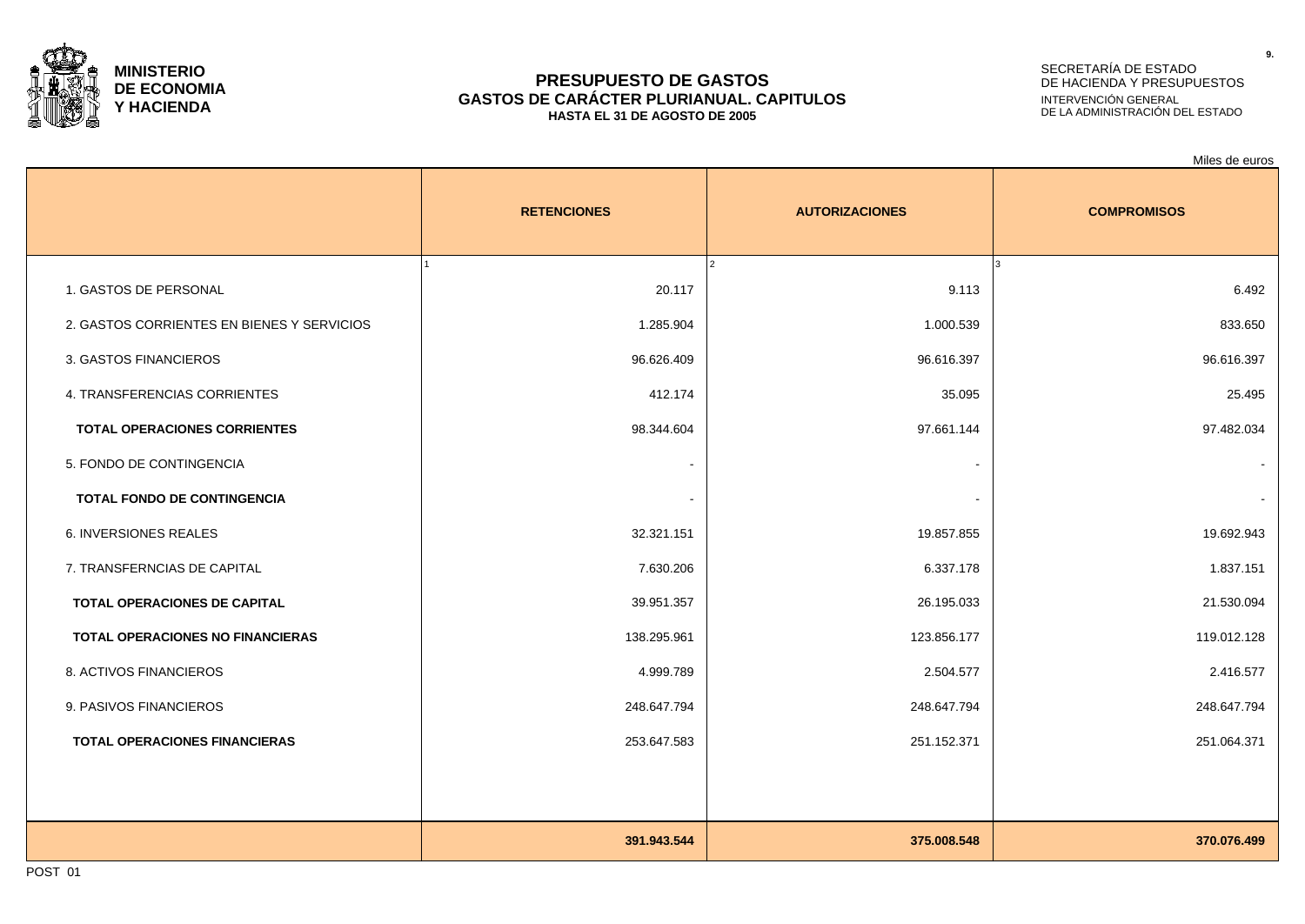**MINISTERIO DE ECONOMIA Y HACIENDA**

SECRETARÍA DE ESTADO DE HACIENDA Y PRESUPUESTOS
INTERVENCIÓN GENERAL DE LA ADMINISTRACIÓN DEL ESTADO

# PRESUPUESTO DE GASTOS
## GASTOS DE CARÁCTER PLURIANUAL. CAPITULOS
### HASTA EL 31 DE AGOSTO DE 2005

Miles de euros

| | RETENCIONES | AUTORIZACIONES | COMPROMISOS |
|---|---|---|---|
| | 1 | 2 | 3 |
| 1. GASTOS DE PERSONAL | 20.117 | 9.113 | 6.492 |
| 2. GASTOS CORRIENTES EN BIENES Y SERVICIOS | 1.285.904 | 1.000.539 | 833.650 |
| 3. GASTOS FINANCIEROS | 96.626.409 | 96.616.397 | 96.616.397 |
| 4. TRANSFERENCIAS CORRIENTES | 412.174 | 35.095 | 25.495 |
| **TOTAL OPERACIONES CORRIENTES** | 98.344.604 | 97.661.144 | 97.482.034 |
| 5. FONDO DE CONTINGENCIA | - | - | - |
| **TOTAL FONDO DE CONTINGENCIA** | - | - | - |
| 6. INVERSIONES REALES | 32.321.151 | 19.857.855 | 19.692.943 |
| 7. TRANSFERNCIAS DE CAPITAL | 7.630.206 | 6.337.178 | 1.837.151 |
| **TOTAL OPERACIONES DE CAPITAL** | 39.951.357 | 26.195.033 | 21.530.094 |
| **TOTAL OPERACIONES NO FINANCIERAS** | 138.295.961 | 123.856.177 | 119.012.128 |
| 8. ACTIVOS FINANCIEROS | 4.999.789 | 2.504.577 | 2.416.577 |
| 9. PASIVOS FINANCIEROS | 248.647.794 | 248.647.794 | 248.647.794 |
| **TOTAL OPERACIONES FINANCIERAS** | 253.647.583 | 251.152.371 | 251.064.371 |
| | **391.943.544** | **375.008.548** | **370.076.499** |

POST 01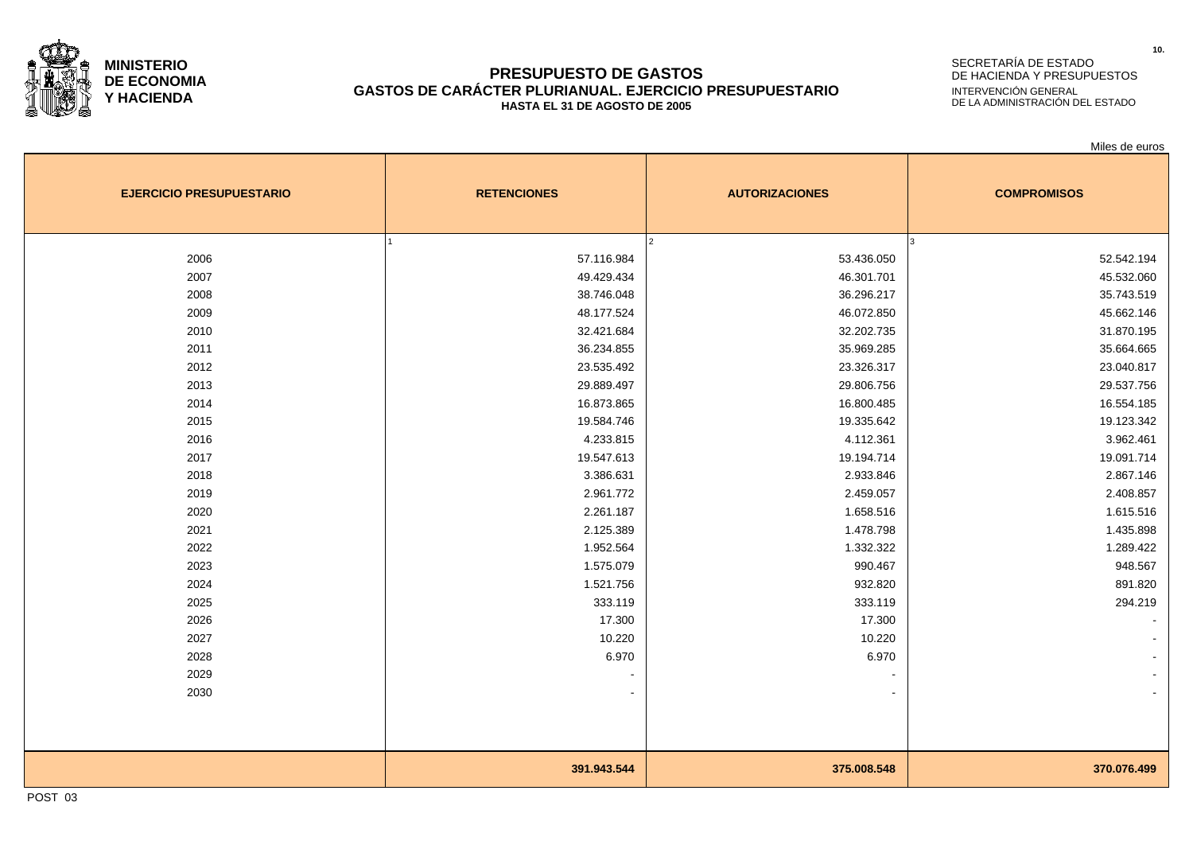**MINISTERIO DE ECONOMIA Y HACIENDA**

# PRESUPUESTO DE GASTOS
## GASTOS DE CARÁCTER PLURIANUAL. EJERCICIO PRESUPUESTARIO
### HASTA EL 31 DE AGOSTO DE 2005

SECRETARÍA DE ESTADO DE HACIENDA Y PRESUPUESTOS
INTERVENCIÓN GENERAL DE LA ADMINISTRACIÓN DEL ESTADO

Miles de euros

| EJERCICIO PRESUPUESTARIO | RETENCIONES | AUTORIZACIONES | COMPROMISOS |
|---|---|---|---|
| | 1 | 2 | 3 |
| 2006 | 57.116.984 | 53.436.050 | 52.542.194 |
| 2007 | 49.429.434 | 46.301.701 | 45.532.060 |
| 2008 | 38.746.048 | 36.296.217 | 35.743.519 |
| 2009 | 48.177.524 | 46.072.850 | 45.662.146 |
| 2010 | 32.421.684 | 32.202.735 | 31.870.195 |
| 2011 | 36.234.855 | 35.969.285 | 35.664.665 |
| 2012 | 23.535.492 | 23.326.317 | 23.040.817 |
| 2013 | 29.889.497 | 29.806.756 | 29.537.756 |
| 2014 | 16.873.865 | 16.800.485 | 16.554.185 |
| 2015 | 19.584.746 | 19.335.642 | 19.123.342 |
| 2016 | 4.233.815 | 4.112.361 | 3.962.461 |
| 2017 | 19.547.613 | 19.194.714 | 19.091.714 |
| 2018 | 3.386.631 | 2.933.846 | 2.867.146 |
| 2019 | 2.961.772 | 2.459.057 | 2.408.857 |
| 2020 | 2.261.187 | 1.658.516 | 1.615.516 |
| 2021 | 2.125.389 | 1.478.798 | 1.435.898 |
| 2022 | 1.952.564 | 1.332.322 | 1.289.422 |
| 2023 | 1.575.079 | 990.467 | 948.567 |
| 2024 | 1.521.756 | 932.820 | 891.820 |
| 2025 | 333.119 | 333.119 | 294.219 |
| 2026 | 17.300 | 17.300 | - |
| 2027 | 10.220 | 10.220 | - |
| 2028 | 6.970 | 6.970 | - |
| 2029 | - | - | - |
| 2030 | - | - | - |
| | **391.943.544** | **375.008.548** | **370.076.499** |

POST 03